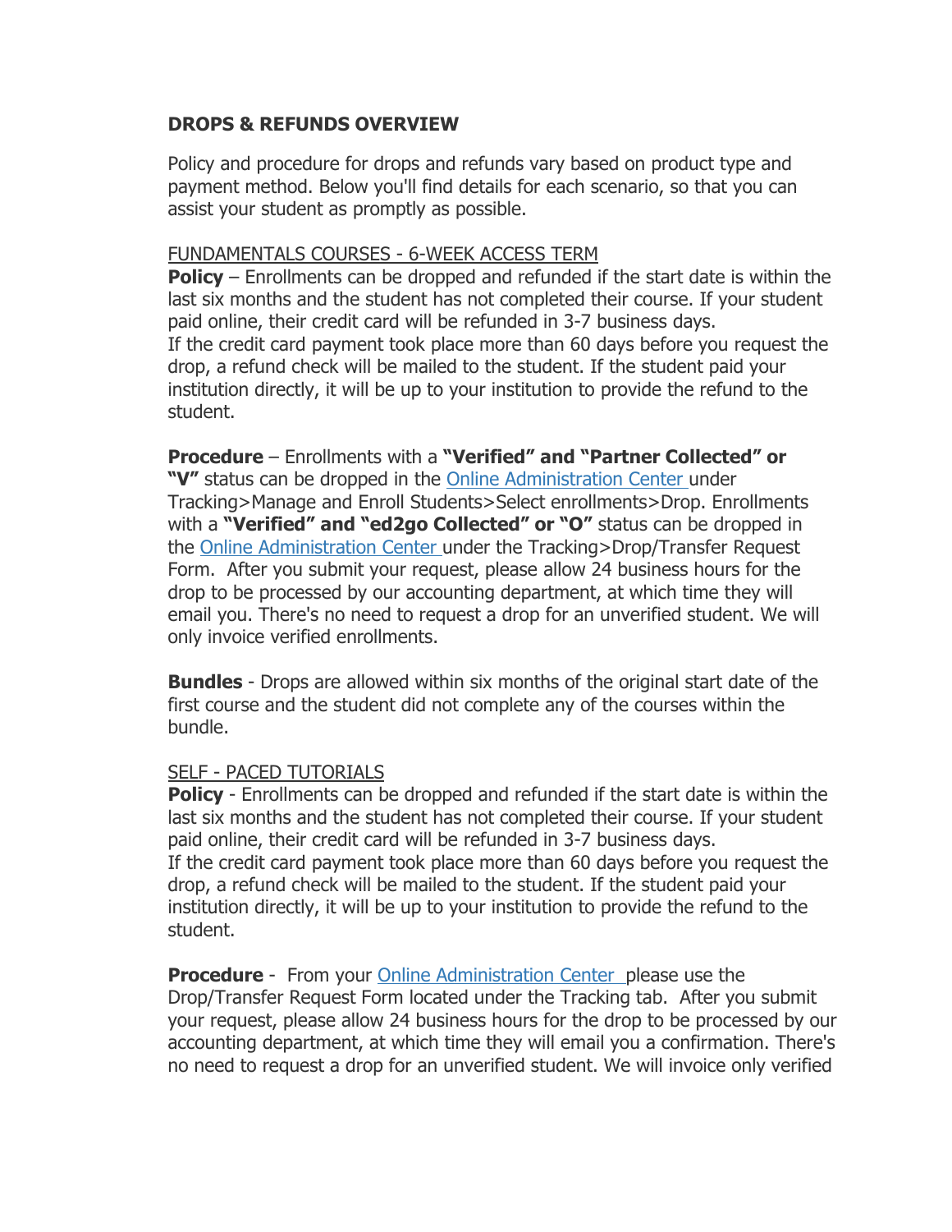**DROPS & REFUNDS OVERVIEW**

Policy and procedure for drops and refunds vary based on product type and payment method. Below you'll find details for each scenario, so that you can assist your student as promptly as possible.

FUNDAMENTALS COURSES - 6-WEEK ACCESS TERM

**Policy** – Enrollments can be dropped and refunded if the start date is within the last six months and the student has not completed their course. If your student paid online, their credit card will be refunded in 3-7 business days.
If the credit card payment took place more than 60 days before you request the drop, a refund check will be mailed to the student. If the student paid your institution directly, it will be up to your institution to provide the refund to the student.

**Procedure** – Enrollments with a **"Verified" and "Partner Collected" or "V"** status can be dropped in the [Online Administration Center]() under Tracking>Manage and Enroll Students>Select enrollments>Drop. Enrollments with a **"Verified" and "ed2go Collected" or "O"** status can be dropped in the [Online Administration Center]() under the Tracking>Drop/Transfer Request Form. After you submit your request, please allow 24 business hours for the drop to be processed by our accounting department, at which time they will email you. There's no need to request a drop for an unverified student. We will only invoice verified enrollments.

**Bundles** - Drops are allowed within six months of the original start date of the first course and the student did not complete any of the courses within the bundle.

SELF - PACED TUTORIALS

**Policy** - Enrollments can be dropped and refunded if the start date is within the last six months and the student has not completed their course. If your student paid online, their credit card will be refunded in 3-7 business days.
If the credit card payment took place more than 60 days before you request the drop, a refund check will be mailed to the student. If the student paid your institution directly, it will be up to your institution to provide the refund to the student.

**Procedure** - From your [Online Administration Center]() please use the Drop/Transfer Request Form located under the Tracking tab. After you submit your request, please allow 24 business hours for the drop to be processed by our accounting department, at which time they will email you a confirmation. There's no need to request a drop for an unverified student. We will invoice only verified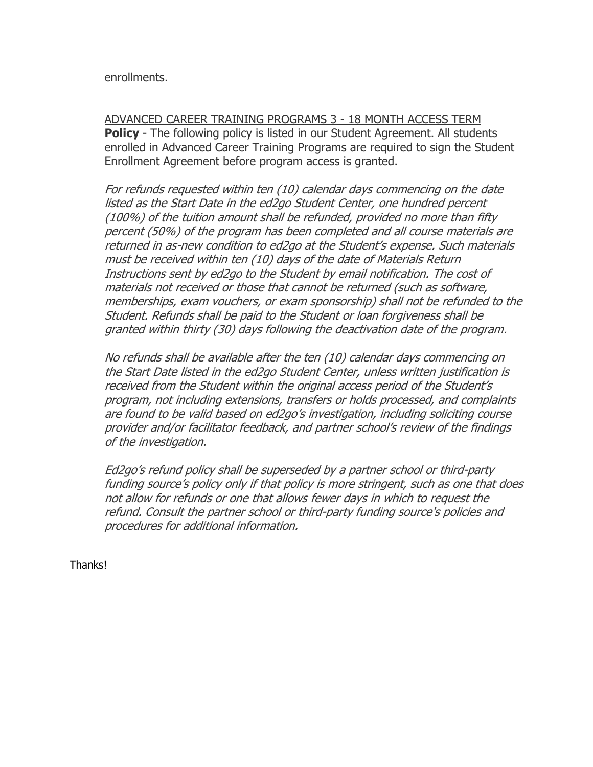enrollments.

<u>ADVANCED CAREER TRAINING PROGRAMS 3 - 18 MONTH ACCESS TERM</u>

**Policy** - The following policy is listed in our Student Agreement. All students enrolled in Advanced Career Training Programs are required to sign the Student Enrollment Agreement before program access is granted.

*For refunds requested within ten (10) calendar days commencing on the date listed as the Start Date in the ed2go Student Center, one hundred percent (100%) of the tuition amount shall be refunded, provided no more than fifty percent (50%) of the program has been completed and all course materials are returned in as-new condition to ed2go at the Student's expense. Such materials must be received within ten (10) days of the date of Materials Return Instructions sent by ed2go to the Student by email notification. The cost of materials not received or those that cannot be returned (such as software, memberships, exam vouchers, or exam sponsorship) shall not be refunded to the Student. Refunds shall be paid to the Student or loan forgiveness shall be granted within thirty (30) days following the deactivation date of the program.*

*No refunds shall be available after the ten (10) calendar days commencing on the Start Date listed in the ed2go Student Center, unless written justification is received from the Student within the original access period of the Student's program, not including extensions, transfers or holds processed, and complaints are found to be valid based on ed2go's investigation, including soliciting course provider and/or facilitator feedback, and partner school's review of the findings of the investigation.*

*Ed2go's refund policy shall be superseded by a partner school or third-party funding source's policy only if that policy is more stringent, such as one that does not allow for refunds or one that allows fewer days in which to request the refund. Consult the partner school or third-party funding source's policies and procedures for additional information.*

Thanks!